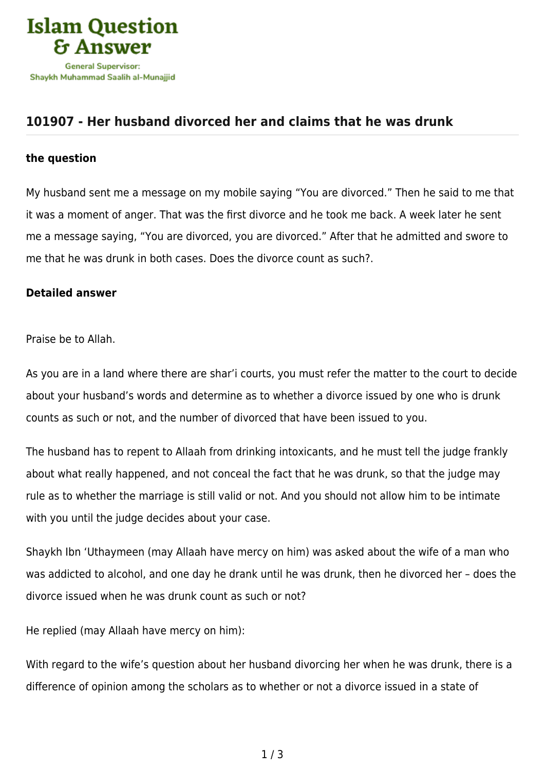## 101907 - Her husband divorced her and claims that he was drunk

### the question

My husband sent me a message on my mobile saying "You are divorced." Then he said to me that it was a moment of anger. That was the first divorce and he took me back. A week later he sent me a message saying, "You are divorced, you are divorced." After that he admitted and swore to me that he was drunk in both cases. Does the divorce count as such?.

### Detailed answer

Praise be to Allah.

As you are in a land where there are shar'i courts, you must refer the matter to the court to decide about your husband's words and determine as to whether a divorce issued by one who is drunk counts as such or not, and the number of divorced that have been issued to you.

The husband has to repent to Allaah from drinking intoxicants, and he must tell the judge frankly about what really happened, and not conceal the fact that he was drunk, so that the judge may rule as to whether the marriage is still valid or not. And you should not allow him to be intimate with you until the judge decides about your case.

Shaykh Ibn 'Uthaymeen (may Allaah have mercy on him) was asked about the wife of a man who was addicted to alcohol, and one day he drank until he was drunk, then he divorced her – does the divorce issued when he was drunk count as such or not?

He replied (may Allaah have mercy on him):

With regard to the wife's question about her husband divorcing her when he was drunk, there is a difference of opinion among the scholars as to whether or not a divorce issued in a state of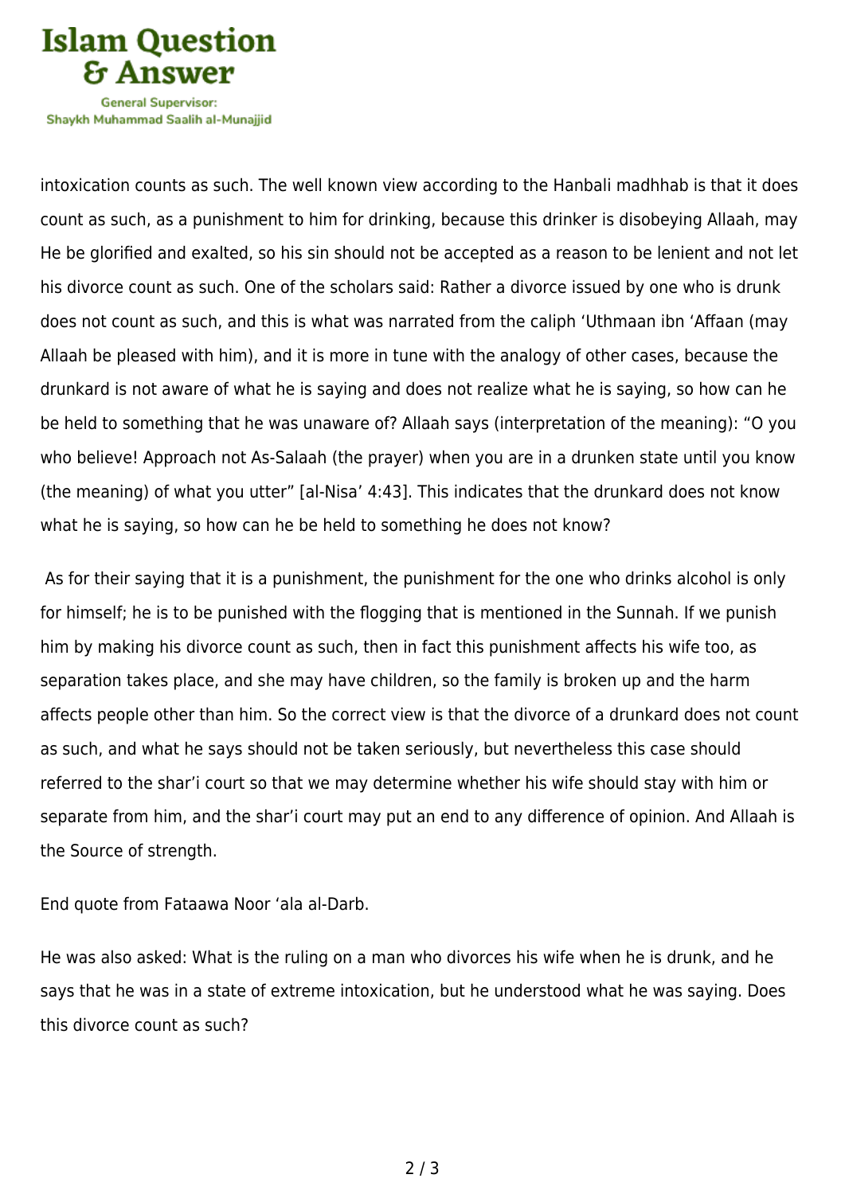intoxication counts as such. The well known view according to the Hanbali madhhab is that it does count as such, as a punishment to him for drinking, because this drinker is disobeying Allaah, may He be glorified and exalted, so his sin should not be accepted as a reason to be lenient and not let his divorce count as such. One of the scholars said: Rather a divorce issued by one who is drunk does not count as such, and this is what was narrated from the caliph 'Uthmaan ibn 'Affaan (may Allaah be pleased with him), and it is more in tune with the analogy of other cases, because the drunkard is not aware of what he is saying and does not realize what he is saying, so how can he be held to something that he was unaware of? Allaah says (interpretation of the meaning): "O you who believe! Approach not As-Salaah (the prayer) when you are in a drunken state until you know (the meaning) of what you utter" [al-Nisa' 4:43]. This indicates that the drunkard does not know what he is saying, so how can he be held to something he does not know?

As for their saying that it is a punishment, the punishment for the one who drinks alcohol is only for himself; he is to be punished with the flogging that is mentioned in the Sunnah. If we punish him by making his divorce count as such, then in fact this punishment affects his wife too, as separation takes place, and she may have children, so the family is broken up and the harm affects people other than him. So the correct view is that the divorce of a drunkard does not count as such, and what he says should not be taken seriously, but nevertheless this case should referred to the shar'i court so that we may determine whether his wife should stay with him or separate from him, and the shar'i court may put an end to any difference of opinion. And Allaah is the Source of strength.

End quote from Fataawa Noor 'ala al-Darb.

He was also asked: What is the ruling on a man who divorces his wife when he is drunk, and he says that he was in a state of extreme intoxication, but he understood what he was saying. Does this divorce count as such?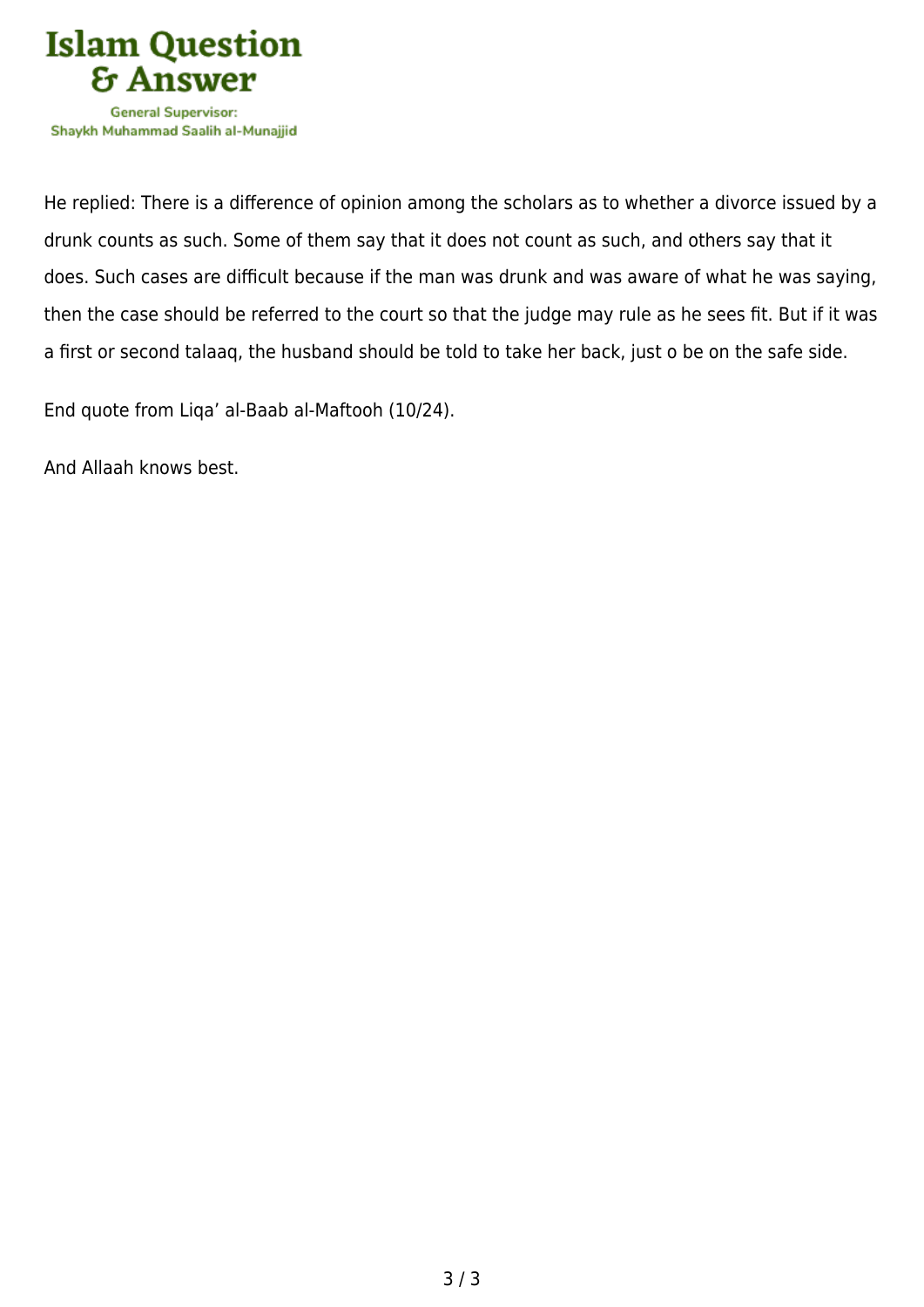He replied: There is a difference of opinion among the scholars as to whether a divorce issued by a drunk counts as such. Some of them say that it does not count as such, and others say that it does. Such cases are difficult because if the man was drunk and was aware of what he was saying, then the case should be referred to the court so that the judge may rule as he sees fit. But if it was a first or second talaaq, the husband should be told to take her back, just o be on the safe side.

End quote from Liqa' al-Baab al-Maftooh (10/24).

And Allaah knows best.